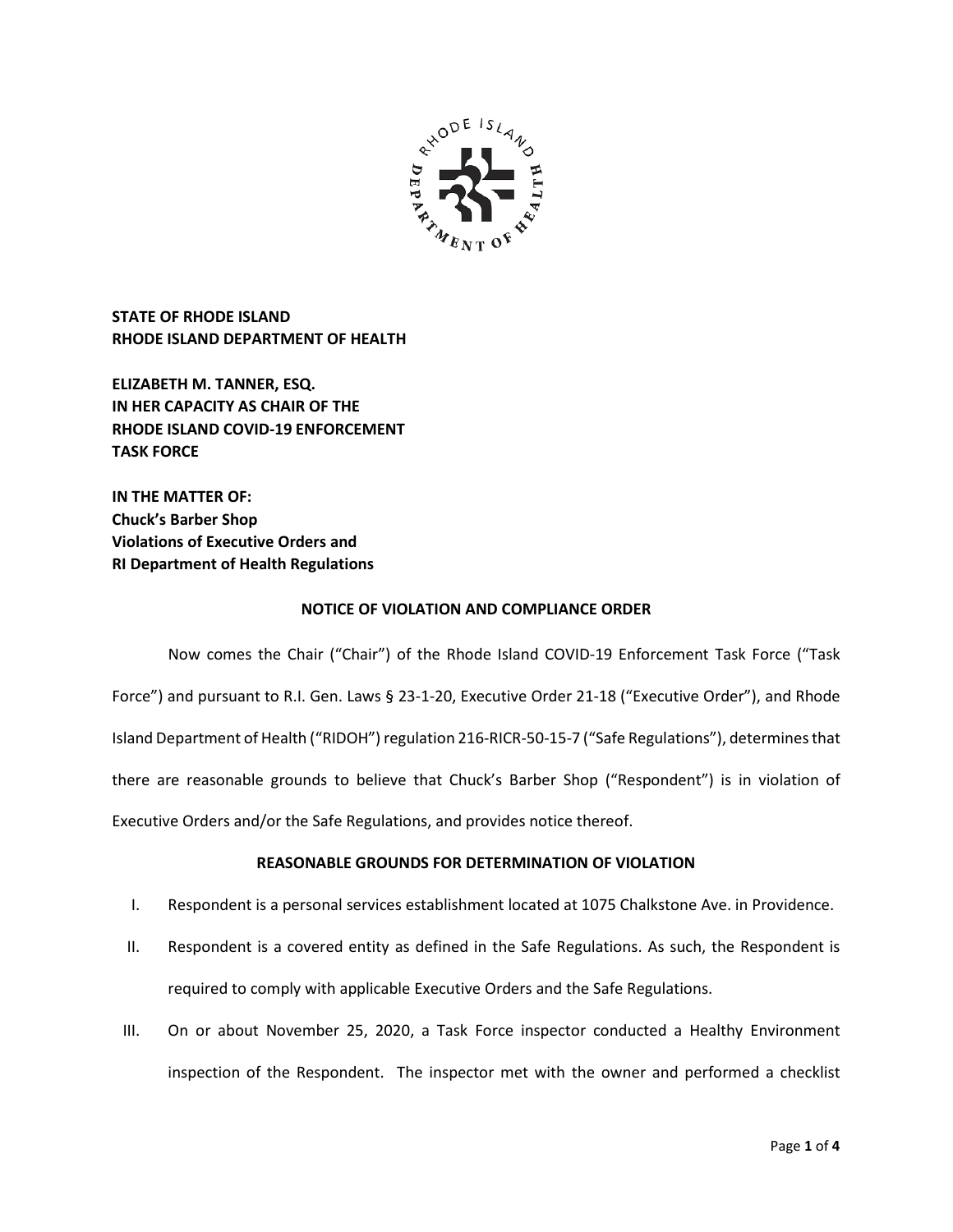**STATE OF RHODE ISLAND**
**RHODE ISLAND DEPARTMENT OF HEALTH**

**ELIZABETH M. TANNER, ESQ.**
**IN HER CAPACITY AS CHAIR OF THE**
**RHODE ISLAND COVID-19 ENFORCEMENT**
**TASK FORCE**

**IN THE MATTER OF:**
**Chuck's Barber Shop**
**Violations of Executive Orders and**
**RI Department of Health Regulations**

## NOTICE OF VIOLATION AND COMPLIANCE ORDER

Now comes the Chair ("Chair") of the Rhode Island COVID-19 Enforcement Task Force ("Task Force") and pursuant to R.I. Gen. Laws § 23-1-20, Executive Order 21-18 ("Executive Order"), and Rhode Island Department of Health ("RIDOH") regulation 216-RICR-50-15-7 ("Safe Regulations"), determines that there are reasonable grounds to believe that Chuck's Barber Shop ("Respondent") is in violation of Executive Orders and/or the Safe Regulations, and provides notice thereof.

## REASONABLE GROUNDS FOR DETERMINATION OF VIOLATION

I. Respondent is a personal services establishment located at 1075 Chalkstone Ave. in Providence.

II. Respondent is a covered entity as defined in the Safe Regulations. As such, the Respondent is required to comply with applicable Executive Orders and the Safe Regulations.

III. On or about November 25, 2020, a Task Force inspector conducted a Healthy Environment inspection of the Respondent. The inspector met with the owner and performed a checklist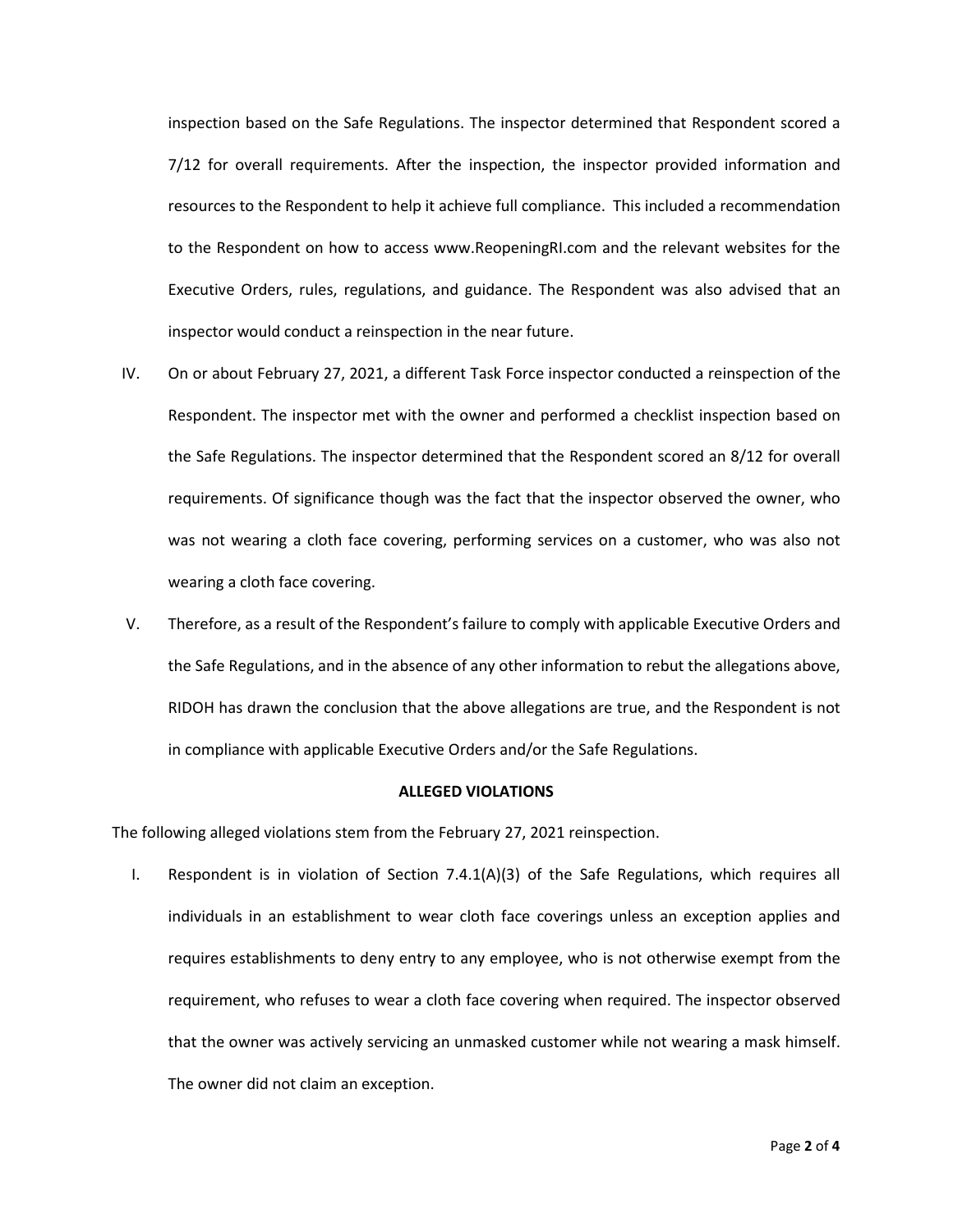inspection based on the Safe Regulations. The inspector determined that Respondent scored a 7/12 for overall requirements. After the inspection, the inspector provided information and resources to the Respondent to help it achieve full compliance. This included a recommendation to the Respondent on how to access www.ReopeningRI.com and the relevant websites for the Executive Orders, rules, regulations, and guidance. The Respondent was also advised that an inspector would conduct a reinspection in the near future.

IV. On or about February 27, 2021, a different Task Force inspector conducted a reinspection of the Respondent. The inspector met with the owner and performed a checklist inspection based on the Safe Regulations. The inspector determined that the Respondent scored an 8/12 for overall requirements. Of significance though was the fact that the inspector observed the owner, who was not wearing a cloth face covering, performing services on a customer, who was also not wearing a cloth face covering.

V. Therefore, as a result of the Respondent's failure to comply with applicable Executive Orders and the Safe Regulations, and in the absence of any other information to rebut the allegations above, RIDOH has drawn the conclusion that the above allegations are true, and the Respondent is not in compliance with applicable Executive Orders and/or the Safe Regulations.

**ALLEGED VIOLATIONS**

The following alleged violations stem from the February 27, 2021 reinspection.

I. Respondent is in violation of Section 7.4.1(A)(3) of the Safe Regulations, which requires all individuals in an establishment to wear cloth face coverings unless an exception applies and requires establishments to deny entry to any employee, who is not otherwise exempt from the requirement, who refuses to wear a cloth face covering when required. The inspector observed that the owner was actively servicing an unmasked customer while not wearing a mask himself. The owner did not claim an exception.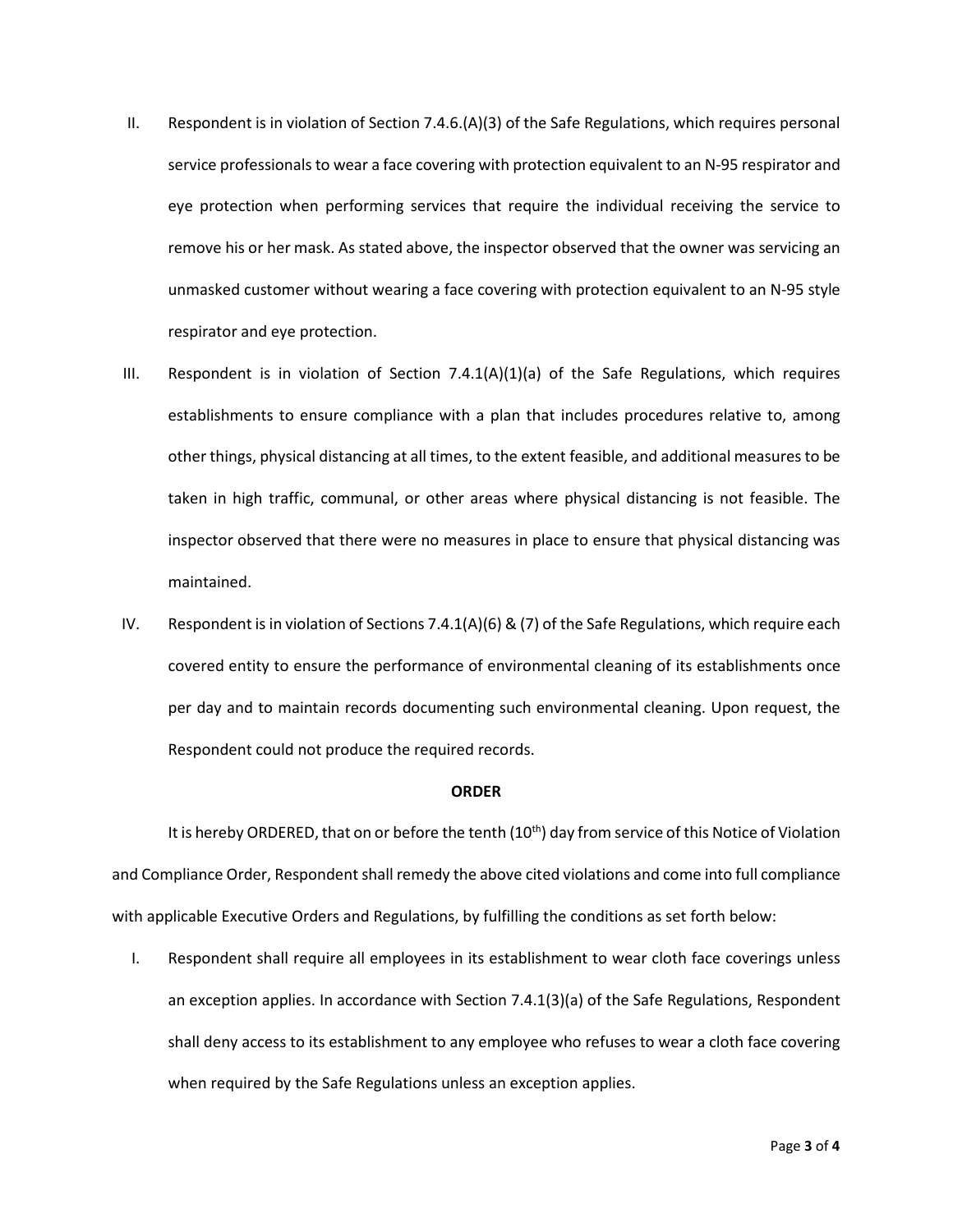II. Respondent is in violation of Section 7.4.6.(A)(3) of the Safe Regulations, which requires personal service professionals to wear a face covering with protection equivalent to an N-95 respirator and eye protection when performing services that require the individual receiving the service to remove his or her mask. As stated above, the inspector observed that the owner was servicing an unmasked customer without wearing a face covering with protection equivalent to an N-95 style respirator and eye protection.

III. Respondent is in violation of Section 7.4.1(A)(1)(a) of the Safe Regulations, which requires establishments to ensure compliance with a plan that includes procedures relative to, among other things, physical distancing at all times, to the extent feasible, and additional measures to be taken in high traffic, communal, or other areas where physical distancing is not feasible. The inspector observed that there were no measures in place to ensure that physical distancing was maintained.

IV. Respondent is in violation of Sections 7.4.1(A)(6) & (7) of the Safe Regulations, which require each covered entity to ensure the performance of environmental cleaning of its establishments once per day and to maintain records documenting such environmental cleaning. Upon request, the Respondent could not produce the required records.

**ORDER**

It is hereby ORDERED, that on or before the tenth (10th) day from service of this Notice of Violation and Compliance Order, Respondent shall remedy the above cited violations and come into full compliance with applicable Executive Orders and Regulations, by fulfilling the conditions as set forth below:

I. Respondent shall require all employees in its establishment to wear cloth face coverings unless an exception applies. In accordance with Section 7.4.1(3)(a) of the Safe Regulations, Respondent shall deny access to its establishment to any employee who refuses to wear a cloth face covering when required by the Safe Regulations unless an exception applies.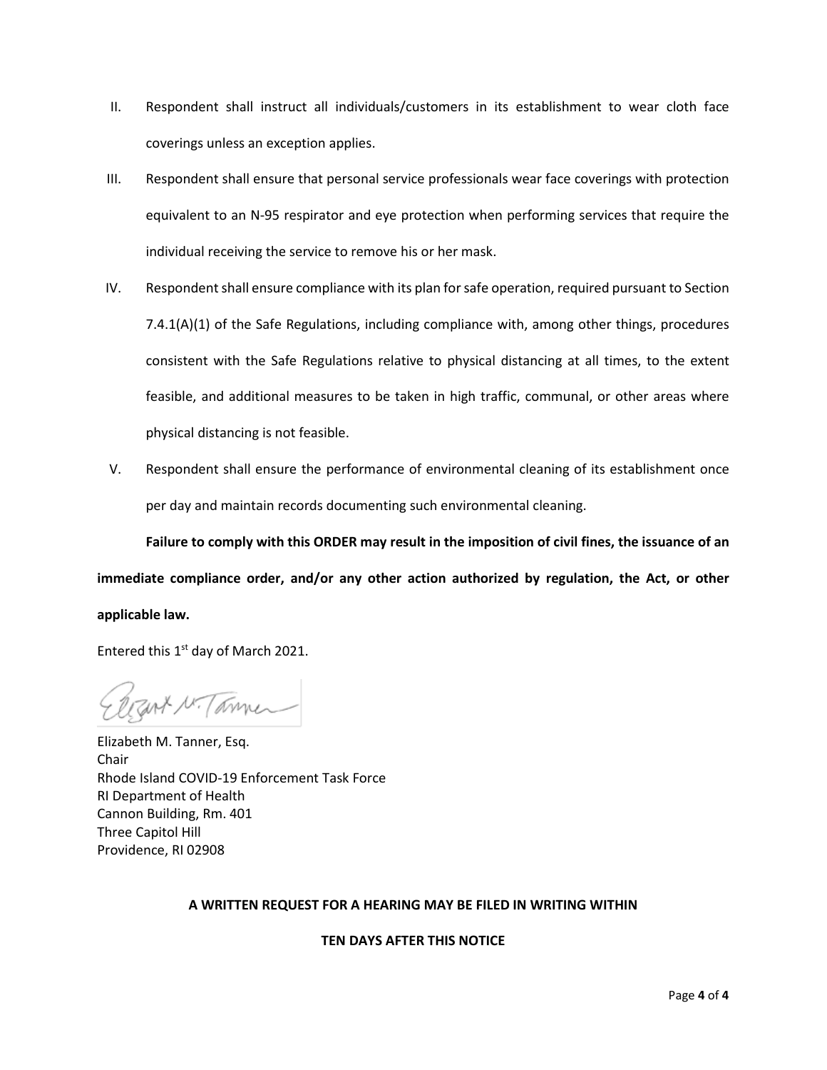II. Respondent shall instruct all individuals/customers in its establishment to wear cloth face coverings unless an exception applies.

III. Respondent shall ensure that personal service professionals wear face coverings with protection equivalent to an N-95 respirator and eye protection when performing services that require the individual receiving the service to remove his or her mask.

IV. Respondent shall ensure compliance with its plan for safe operation, required pursuant to Section 7.4.1(A)(1) of the Safe Regulations, including compliance with, among other things, procedures consistent with the Safe Regulations relative to physical distancing at all times, to the extent feasible, and additional measures to be taken in high traffic, communal, or other areas where physical distancing is not feasible.

V. Respondent shall ensure the performance of environmental cleaning of its establishment once per day and maintain records documenting such environmental cleaning.

**Failure to comply with this ORDER may result in the imposition of civil fines, the issuance of an immediate compliance order, and/or any other action authorized by regulation, the Act, or other applicable law.**

Entered this 1st day of March 2021.

Elizabeth M. Tanner, Esq.
Chair
Rhode Island COVID-19 Enforcement Task Force
RI Department of Health
Cannon Building, Rm. 401
Three Capitol Hill
Providence, RI 02908

**A WRITTEN REQUEST FOR A HEARING MAY BE FILED IN WRITING WITHIN**

**TEN DAYS AFTER THIS NOTICE**